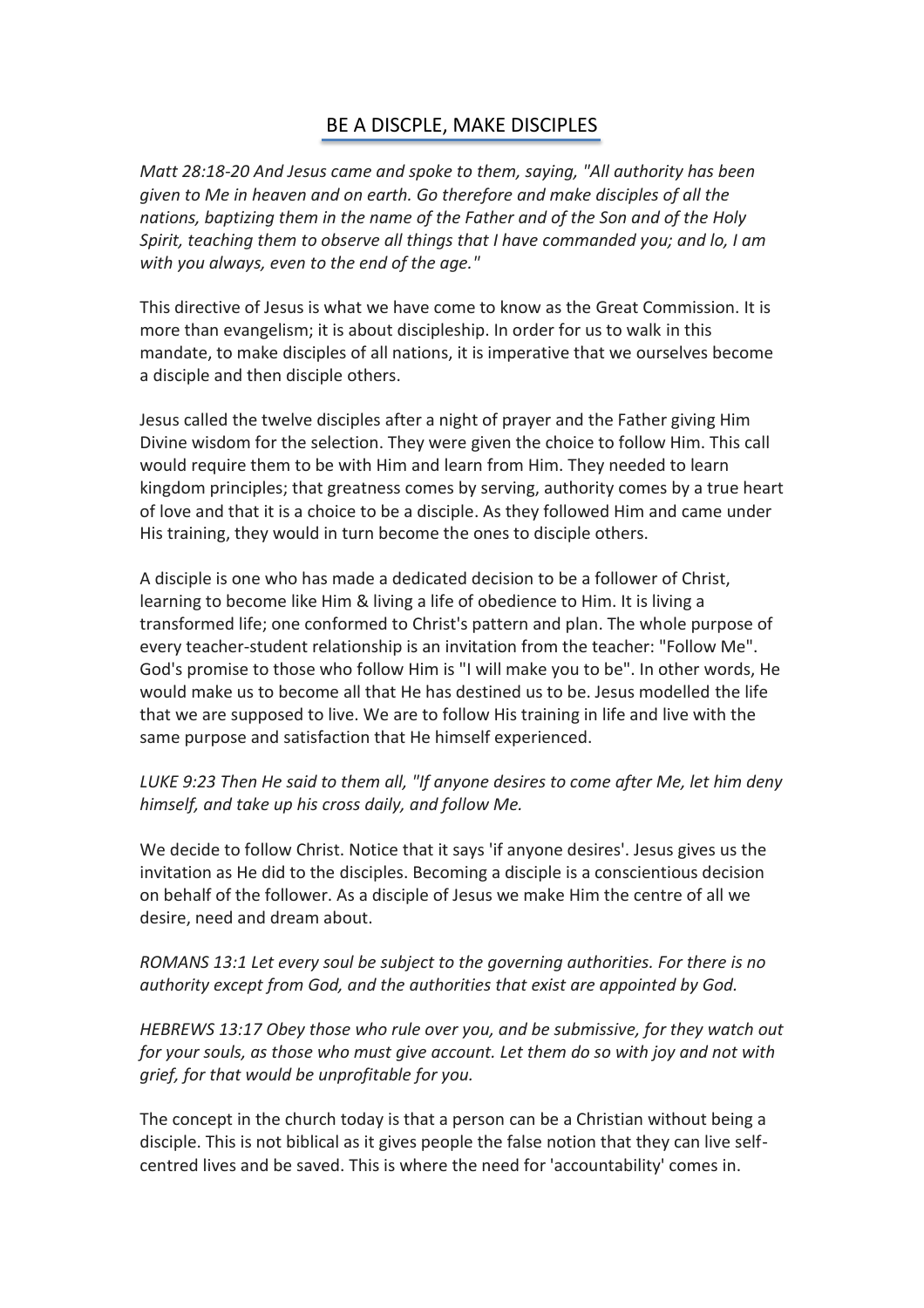# BE A DISCPLE, MAKE DISCIPLES

*Matt 28:18-20 And Jesus came and spoke to them, saying, "All authority has been given to Me in heaven and on earth. Go therefore and make disciples of all the nations, baptizing them in the name of the Father and of the Son and of the Holy Spirit, teaching them to observe all things that I have commanded you; and lo, I am with you always, even to the end of the age."*

This directive of Jesus is what we have come to know as the Great Commission. It is more than evangelism; it is about discipleship. In order for us to walk in this mandate, to make disciples of all nations, it is imperative that we ourselves become a disciple and then disciple others.

Jesus called the twelve disciples after a night of prayer and the Father giving Him Divine wisdom for the selection. They were given the choice to follow Him. This call would require them to be with Him and learn from Him. They needed to learn kingdom principles; that greatness comes by serving, authority comes by a true heart of love and that it is a choice to be a disciple. As they followed Him and came under His training, they would in turn become the ones to disciple others.

A disciple is one who has made a dedicated decision to be a follower of Christ, learning to become like Him & living a life of obedience to Him. It is living a transformed life; one conformed to Christ's pattern and plan. The whole purpose of every teacher-student relationship is an invitation from the teacher: "Follow Me". God's promise to those who follow Him is "I will make you to be". In other words, He would make us to become all that He has destined us to be. Jesus modelled the life that we are supposed to live. We are to follow His training in life and live with the same purpose and satisfaction that He himself experienced.

*LUKE 9:23 Then He said to them all, "If anyone desires to come after Me, let him deny himself, and take up his cross daily, and follow Me.*

We decide to follow Christ. Notice that it says 'if anyone desires'. Jesus gives us the invitation as He did to the disciples. Becoming a disciple is a conscientious decision on behalf of the follower. As a disciple of Jesus we make Him the centre of all we desire, need and dream about.

*ROMANS 13:1 Let every soul be subject to the governing authorities. For there is no authority except from God, and the authorities that exist are appointed by God.*

*HEBREWS 13:17 Obey those who rule over you, and be submissive, for they watch out for your souls, as those who must give account. Let them do so with joy and not with grief, for that would be unprofitable for you.*

The concept in the church today is that a person can be a Christian without being a disciple. This is not biblical as it gives people the false notion that they can live self-centred lives and be saved. This is where the need for 'accountability' comes in.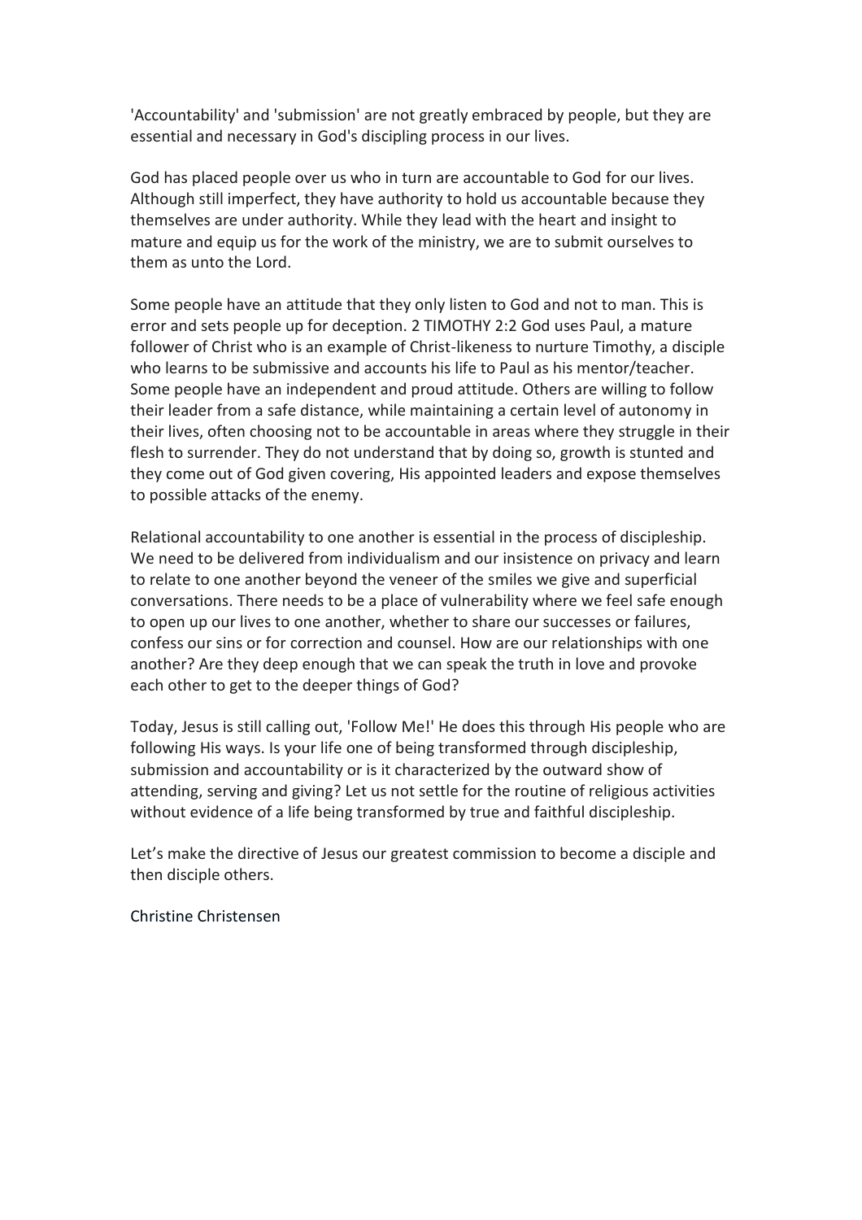'Accountability' and 'submission' are not greatly embraced by people, but they are essential and necessary in God's discipling process in our lives.

God has placed people over us who in turn are accountable to God for our lives. Although still imperfect, they have authority to hold us accountable because they themselves are under authority. While they lead with the heart and insight to mature and equip us for the work of the ministry, we are to submit ourselves to them as unto the Lord.

Some people have an attitude that they only listen to God and not to man. This is error and sets people up for deception. 2 TIMOTHY 2:2 God uses Paul, a mature follower of Christ who is an example of Christ-likeness to nurture Timothy, a disciple who learns to be submissive and accounts his life to Paul as his mentor/teacher. Some people have an independent and proud attitude. Others are willing to follow their leader from a safe distance, while maintaining a certain level of autonomy in their lives, often choosing not to be accountable in areas where they struggle in their flesh to surrender. They do not understand that by doing so, growth is stunted and they come out of God given covering, His appointed leaders and expose themselves to possible attacks of the enemy.

Relational accountability to one another is essential in the process of discipleship. We need to be delivered from individualism and our insistence on privacy and learn to relate to one another beyond the veneer of the smiles we give and superficial conversations. There needs to be a place of vulnerability where we feel safe enough to open up our lives to one another, whether to share our successes or failures, confess our sins or for correction and counsel. How are our relationships with one another? Are they deep enough that we can speak the truth in love and provoke each other to get to the deeper things of God?

Today, Jesus is still calling out, 'Follow Me!' He does this through His people who are following His ways. Is your life one of being transformed through discipleship, submission and accountability or is it characterized by the outward show of attending, serving and giving? Let us not settle for the routine of religious activities without evidence of a life being transformed by true and faithful discipleship.

Let's make the directive of Jesus our greatest commission to become a disciple and then disciple others.

Christine Christensen